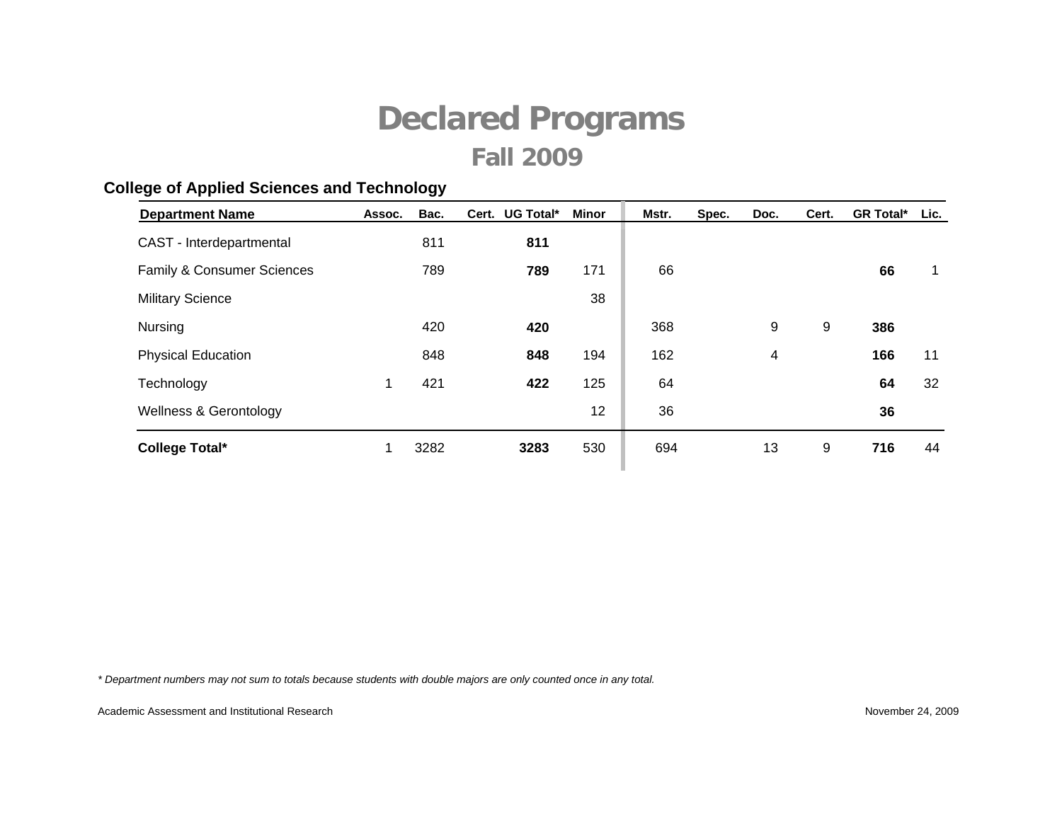# Declared Programs

## Fall 2009

### College of Applied Sciences and Technology

| Department Name | Assoc. | Bac. | Cert. | UG Total* | Minor | Mstr. | Spec. | Doc. | Cert. | GR Total* | Lic. |
|---|---|---|---|---|---|---|---|---|---|---|---|
| CAST - Interdepartmental | | 811 | | **811** | | | | | | | |
| Family & Consumer Sciences | | 789 | | **789** | 171 | 66 | | | | **66** | 1 |
| Military Science | | | | | 38 | | | | | | |
| Nursing | | 420 | | **420** | | 368 | | 9 | 9 | **386** | |
| Physical Education | | 848 | | **848** | 194 | 162 | | 4 | | **166** | 11 |
| Technology | 1 | 421 | | **422** | 125 | 64 | | | | **64** | 32 |
| Wellness & Gerontology | | | | | 12 | 36 | | | | **36** | |
| **College Total*** | 1 | 3282 | | **3283** | 530 | 694 | | 13 | 9 | **716** | 44 |

*\* Department numbers may not sum to totals because students with double majors are only counted once in any total.*

Academic Assessment and Institutional Research

November 24, 2009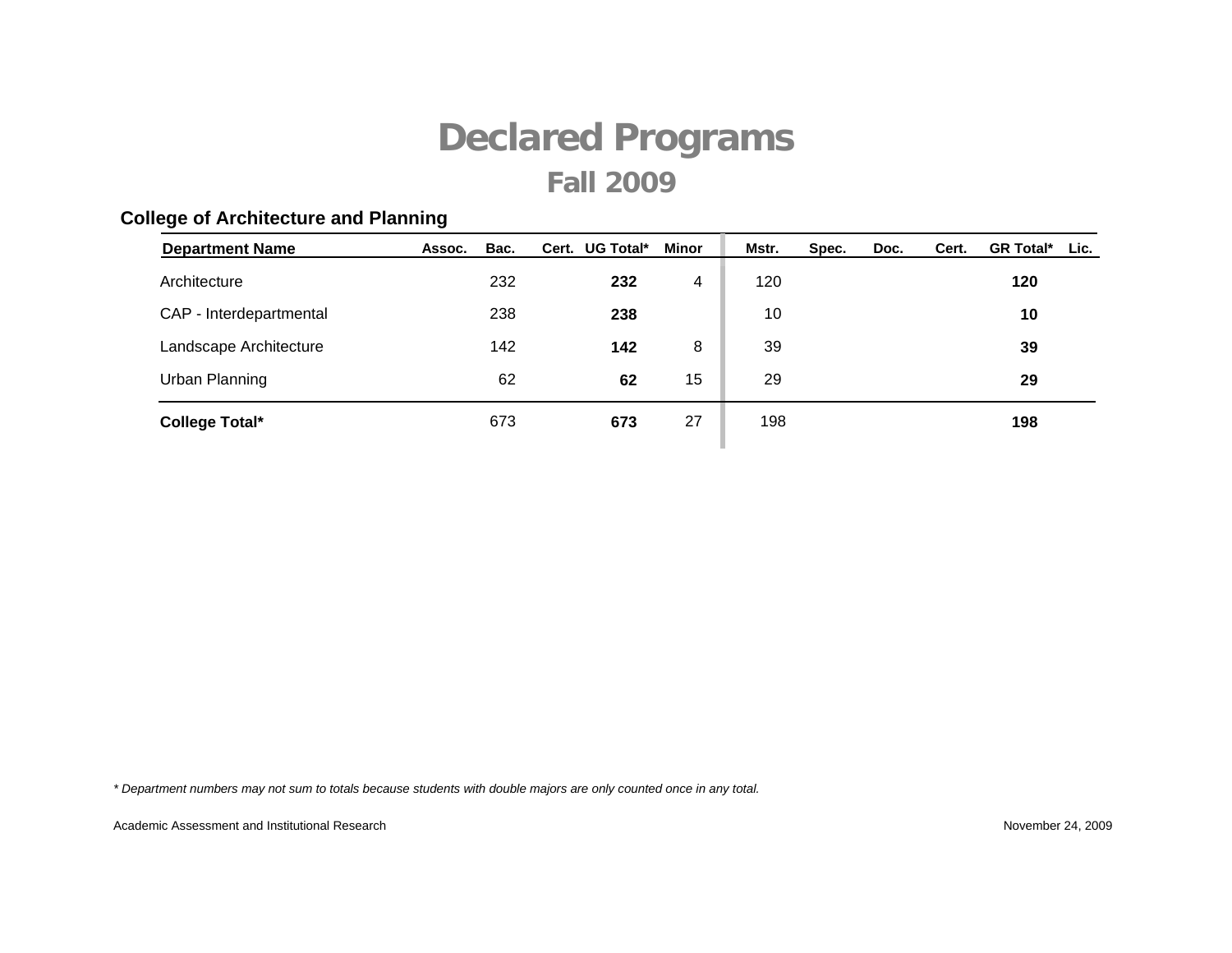# Declared Programs

## Fall 2009

### College of Architecture and Planning

| Department Name | Assoc. | Bac. | Cert. | UG Total* | Minor | Mstr. | Spec. | Doc. | Cert. | GR Total* | Lic. |
|---|---|---|---|---|---|---|---|---|---|---|---|
| Architecture | | 232 | | **232** | 4 | 120 | | | | **120** | |
| CAP - Interdepartmental | | 238 | | **238** | | 10 | | | | **10** | |
| Landscape Architecture | | 142 | | **142** | 8 | 39 | | | | **39** | |
| Urban Planning | | 62 | | **62** | 15 | 29 | | | | **29** | |
| **College Total*** | | 673 | | **673** | 27 | 198 | | | | **198** | |

*\* Department numbers may not sum to totals because students with double majors are only counted once in any total.*

Academic Assessment and Institutional Research

November 24, 2009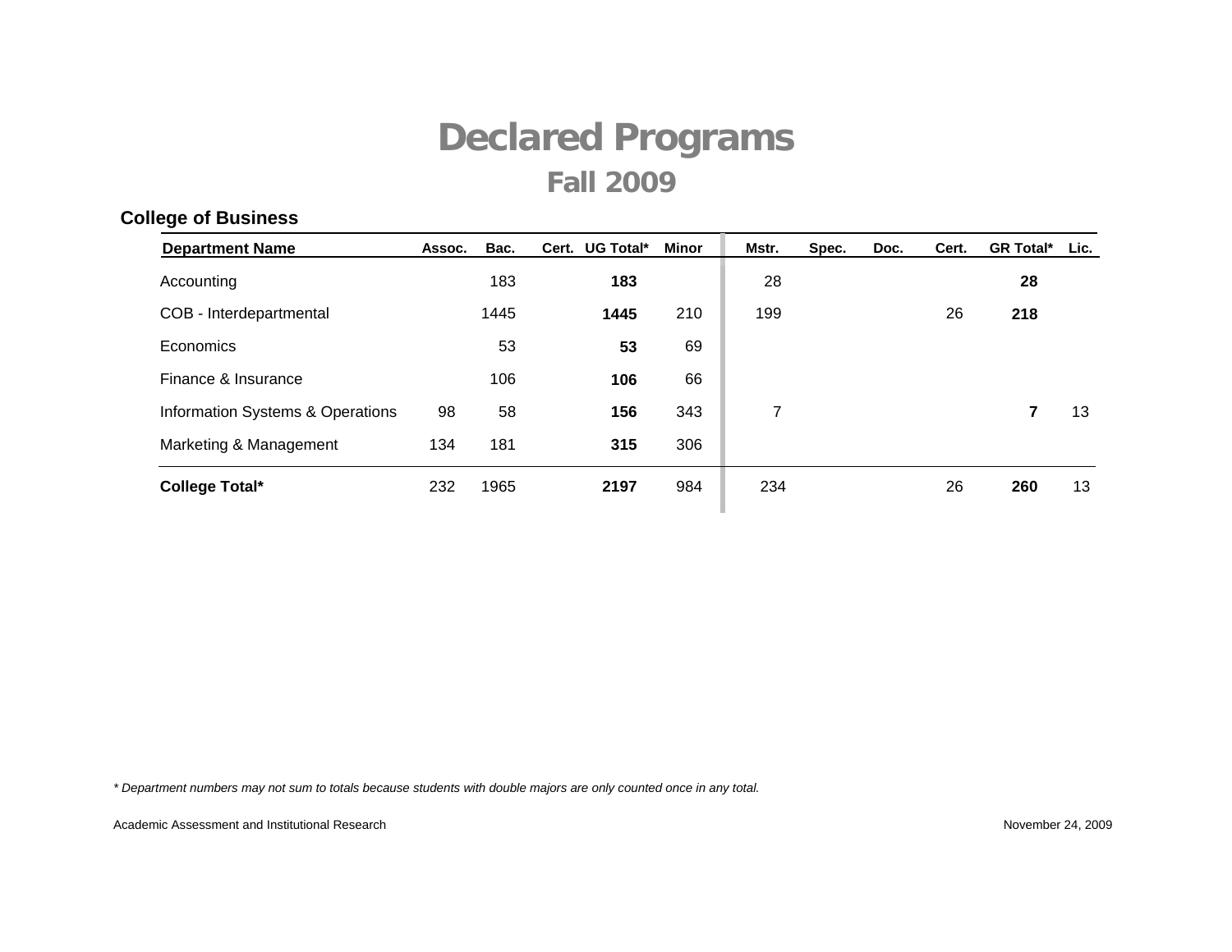# Declared Programs

## Fall 2009

### College of Business

| Department Name | Assoc. | Bac. | Cert. | UG Total* | Minor | Mstr. | Spec. | Doc. | Cert. | GR Total* | Lic. |
|---|---|---|---|---|---|---|---|---|---|---|---|
| Accounting | | 183 | | **183** | | 28 | | | | **28** | |
| COB - Interdepartmental | | 1445 | | **1445** | 210 | 199 | | | 26 | **218** | |
| Economics | | 53 | | **53** | 69 | | | | | | |
| Finance & Insurance | | 106 | | **106** | 66 | | | | | | |
| Information Systems & Operations | 98 | 58 | | **156** | 343 | 7 | | | | **7** | 13 |
| Marketing & Management | 134 | 181 | | **315** | 306 | | | | | | |
| **College Total*** | 232 | 1965 | | **2197** | 984 | 234 | | | 26 | **260** | 13 |

*\* Department numbers may not sum to totals because students with double majors are only counted once in any total.*

Academic Assessment and Institutional Research

November 24, 2009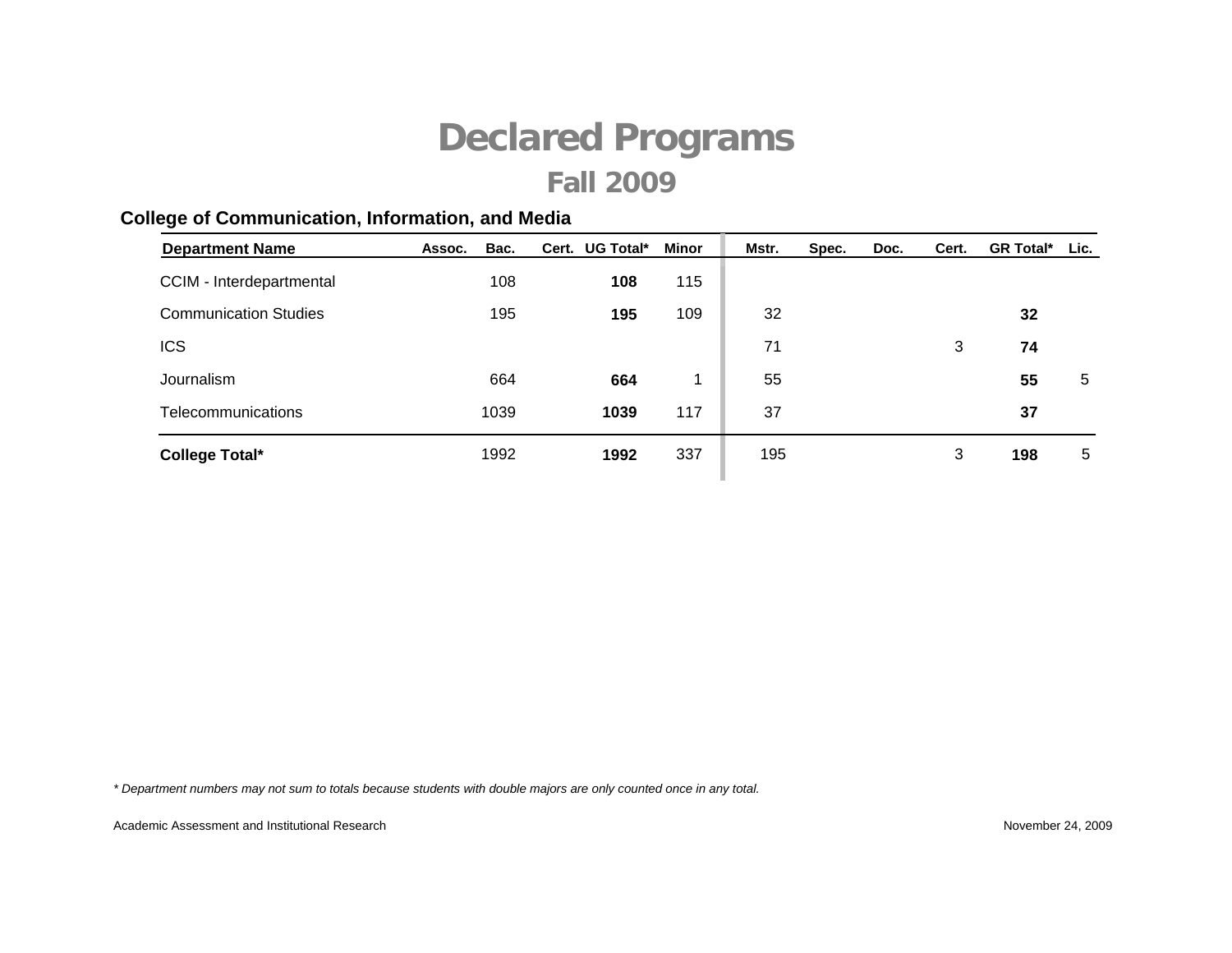# Declared Programs

## Fall 2009

### College of Communication, Information, and Media

| Department Name | Assoc. | Bac. | Cert. | UG Total* | Minor | Mstr. | Spec. | Doc. | Cert. | GR Total* | Lic. |
|---|---|---|---|---|---|---|---|---|---|---|---|
| CCIM - Interdepartmental | | 108 | | **108** | 115 | | | | | | |
| Communication Studies | | 195 | | **195** | 109 | 32 | | | | **32** | |
| ICS | | | | | | 71 | | | 3 | **74** | |
| Journalism | | 664 | | **664** | 1 | 55 | | | | **55** | 5 |
| Telecommunications | | 1039 | | **1039** | 117 | 37 | | | | **37** | |
| **College Total*** | | 1992 | | **1992** | 337 | 195 | | | 3 | **198** | 5 |

*\* Department numbers may not sum to totals because students with double majors are only counted once in any total.*

Academic Assessment and Institutional Research

November 24, 2009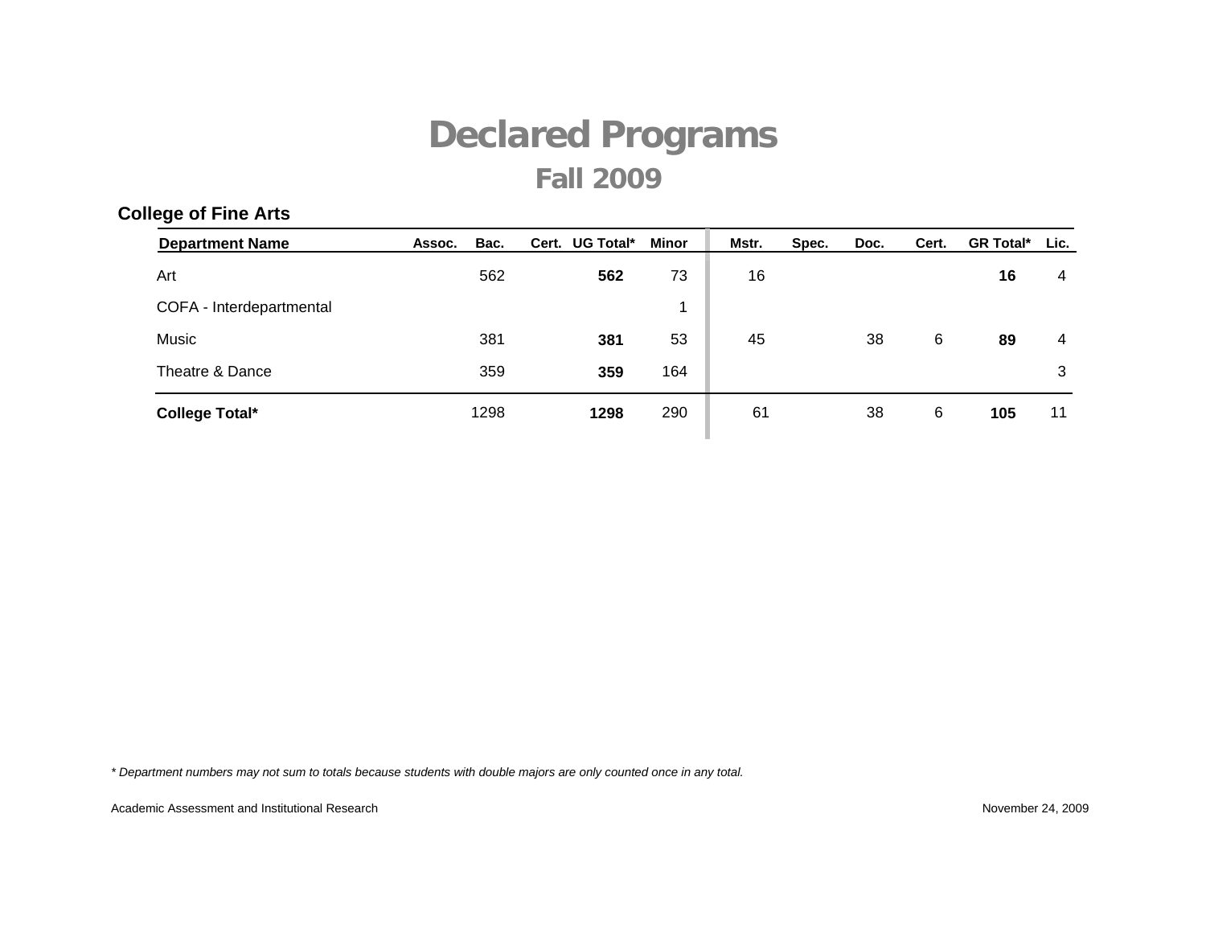# Declared Programs

## Fall 2009

### College of Fine Arts

| Department Name | Assoc. | Bac. | Cert. | UG Total* | Minor | Mstr. | Spec. | Doc. | Cert. | GR Total* | Lic. |
|---|---|---|---|---|---|---|---|---|---|---|---|
| Art | | 562 | | **562** | 73 | 16 | | | | **16** | 4 |
| COFA - Interdepartmental | | | | | 1 | | | | | | |
| Music | | 381 | | **381** | 53 | 45 | | 38 | 6 | **89** | 4 |
| Theatre & Dance | | 359 | | **359** | 164 | | | | | | 3 |
| **College Total*** | | 1298 | | **1298** | 290 | 61 | | 38 | 6 | **105** | 11 |

*\* Department numbers may not sum to totals because students with double majors are only counted once in any total.*

Academic Assessment and Institutional Research

November 24, 2009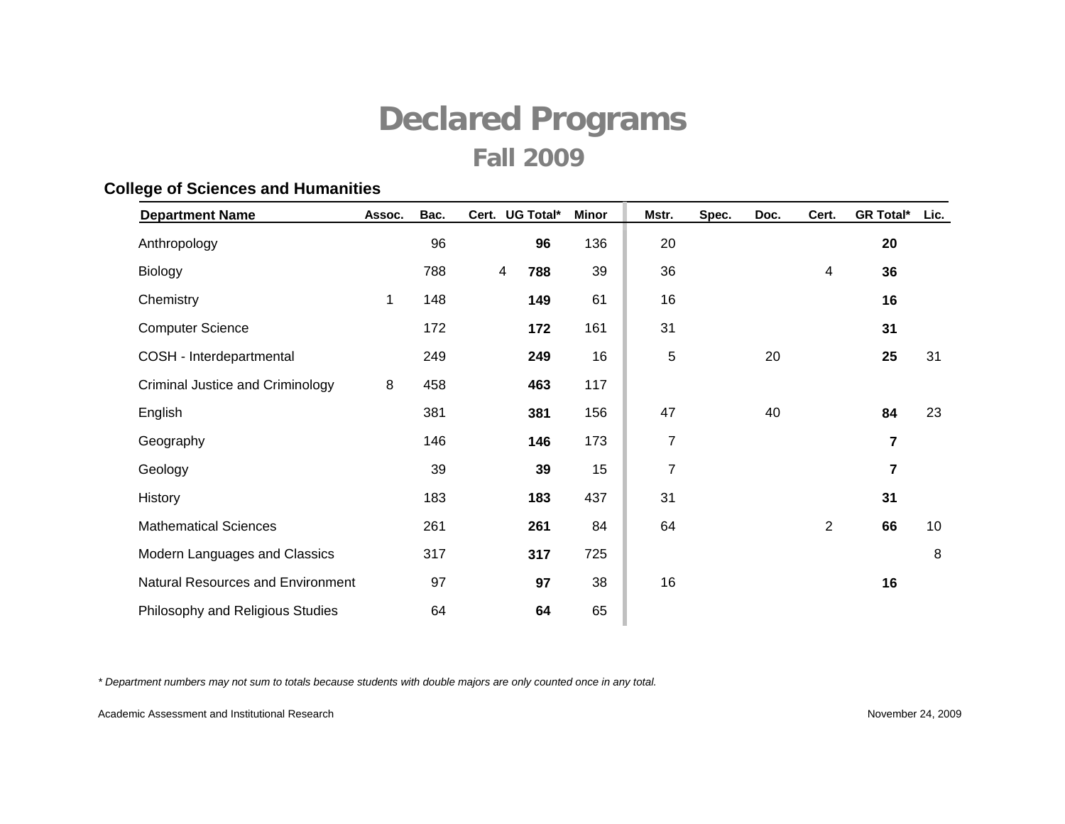# Declared Programs

## Fall 2009

### College of Sciences and Humanities

| Department Name | Assoc. | Bac. | Cert. | UG Total* | Minor | Mstr. | Spec. | Doc. | Cert. | GR Total* | Lic. |
|---|---|---|---|---|---|---|---|---|---|---|---|
| Anthropology | | 96 | | **96** | 136 | 20 | | | | **20** | |
| Biology | | 788 | 4 | **788** | 39 | 36 | | | 4 | **36** | |
| Chemistry | 1 | 148 | | **149** | 61 | 16 | | | | **16** | |
| Computer Science | | 172 | | **172** | 161 | 31 | | | | **31** | |
| COSH - Interdepartmental | | 249 | | **249** | 16 | 5 | | 20 | | **25** | 31 |
| Criminal Justice and Criminology | 8 | 458 | | **463** | 117 | | | | | | |
| English | | 381 | | **381** | 156 | 47 | | 40 | | **84** | 23 |
| Geography | | 146 | | **146** | 173 | 7 | | | | **7** | |
| Geology | | 39 | | **39** | 15 | 7 | | | | **7** | |
| History | | 183 | | **183** | 437 | 31 | | | | **31** | |
| Mathematical Sciences | | 261 | | **261** | 84 | 64 | | | 2 | **66** | 10 |
| Modern Languages and Classics | | 317 | | **317** | 725 | | | | | | 8 |
| Natural Resources and Environment | | 97 | | **97** | 38 | 16 | | | | **16** | |
| Philosophy and Religious Studies | | 64 | | **64** | 65 | | | | | | |

*\* Department numbers may not sum to totals because students with double majors are only counted once in any total.*

Academic Assessment and Institutional Research

November 24, 2009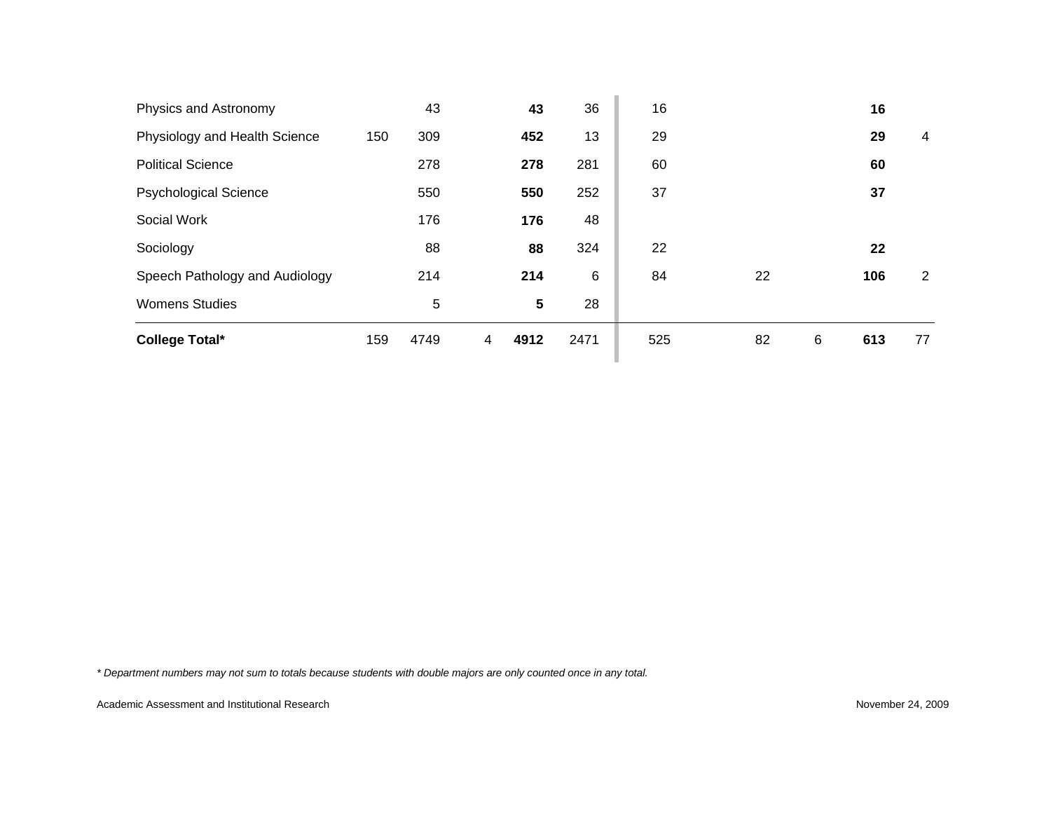| | | | | | | | | | | |
|---|---|---|---|---|---|---|---|---|---|---|
| Physics and Astronomy | | 43 | | **43** | 36 | 16 | | | **16** | |
| Physiology and Health Science | 150 | 309 | | **452** | 13 | 29 | | | **29** | 4 |
| Political Science | | 278 | | **278** | 281 | 60 | | | **60** | |
| Psychological Science | | 550 | | **550** | 252 | 37 | | | **37** | |
| Social Work | | 176 | | **176** | 48 | | | | | |
| Sociology | | 88 | | **88** | 324 | 22 | | | **22** | |
| Speech Pathology and Audiology | | 214 | | **214** | 6 | 84 | 22 | | **106** | 2 |
| Womens Studies | | 5 | | **5** | 28 | | | | | |
| **College Total*** | 159 | 4749 | 4 | **4912** | 2471 | 525 | 82 | 6 | **613** | 77 |

*\* Department numbers may not sum to totals because students with double majors are only counted once in any total.*

Academic Assessment and Institutional Research

November 24, 2009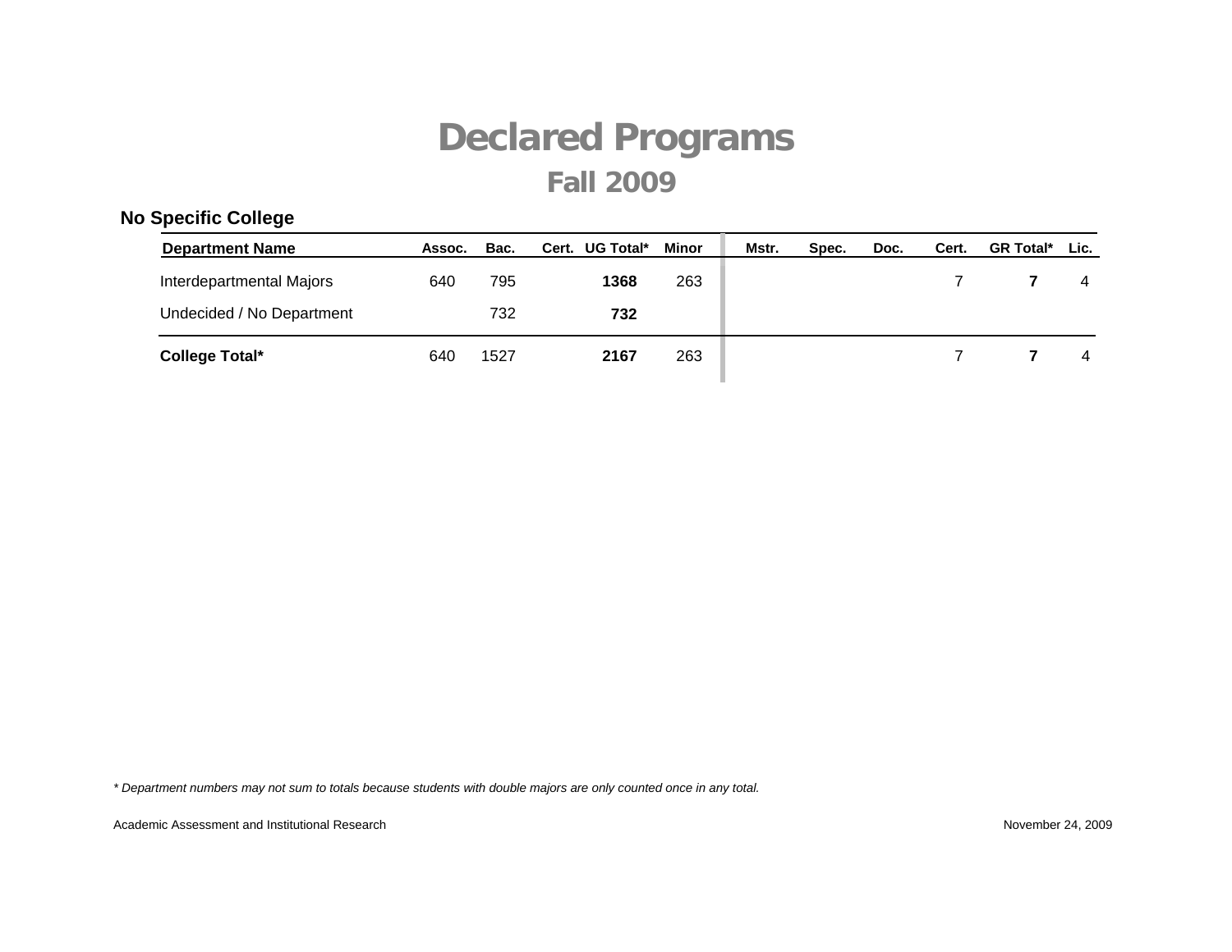# Declared Programs

## Fall 2009

### No Specific College

| Department Name | Assoc. | Bac. | Cert. | UG Total* | Minor | Mstr. | Spec. | Doc. | Cert. | GR Total* | Lic. |
|---|---|---|---|---|---|---|---|---|---|---|---|
| Interdepartmental Majors | 640 | 795 | | **1368** | 263 | | | | 7 | **7** | 4 |
| Undecided / No Department | | 732 | | **732** | | | | | | | |
| **College Total*** | 640 | 1527 | | **2167** | 263 | | | | 7 | **7** | 4 |

*\* Department numbers may not sum to totals because students with double majors are only counted once in any total.*

Academic Assessment and Institutional Research

November 24, 2009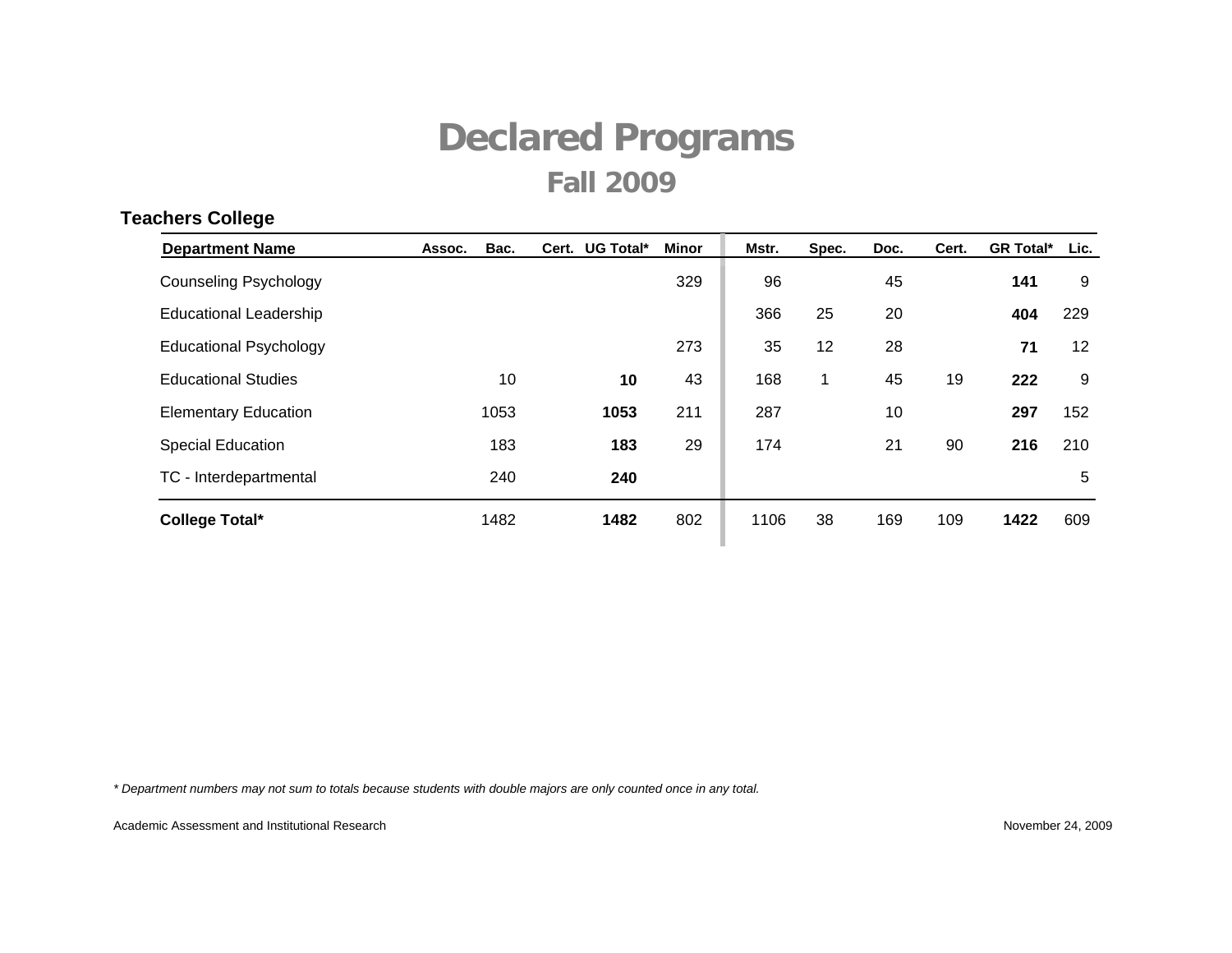# Declared Programs

## Fall 2009

### Teachers College

| Department Name | Assoc. | Bac. | Cert. | UG Total* | Minor | Mstr. | Spec. | Doc. | Cert. | GR Total* | Lic. |
|---|---|---|---|---|---|---|---|---|---|---|---|
| Counseling Psychology | | | | | 329 | 96 | | 45 | | **141** | 9 |
| Educational Leadership | | | | | | 366 | 25 | 20 | | **404** | 229 |
| Educational Psychology | | | | | 273 | 35 | 12 | 28 | | **71** | 12 |
| Educational Studies | | 10 | | **10** | 43 | 168 | 1 | 45 | 19 | **222** | 9 |
| Elementary Education | | 1053 | | **1053** | 211 | 287 | | 10 | | **297** | 152 |
| Special Education | | 183 | | **183** | 29 | 174 | | 21 | 90 | **216** | 210 |
| TC - Interdepartmental | | 240 | | **240** | | | | | | | 5 |
| **College Total*** | | 1482 | | **1482** | 802 | 1106 | 38 | 169 | 109 | **1422** | 609 |

*\* Department numbers may not sum to totals because students with double majors are only counted once in any total.*

Academic Assessment and Institutional Research

November 24, 2009